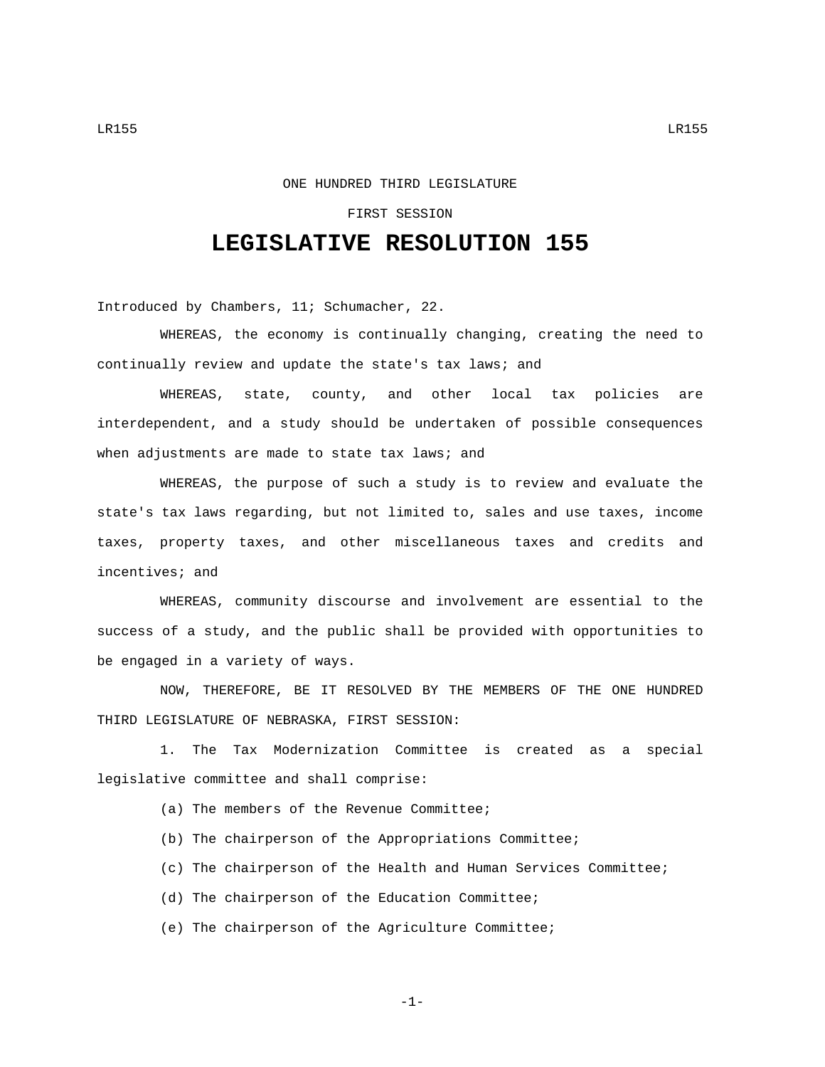ONE HUNDRED THIRD LEGISLATURE

FIRST SESSION

# LEGISLATIVE RESOLUTION 155

Introduced by Chambers, 11; Schumacher, 22.

WHEREAS, the economy is continually changing, creating the need to continually review and update the state's tax laws; and

WHEREAS, state, county, and other local tax policies are interdependent, and a study should be undertaken of possible consequences when adjustments are made to state tax laws; and

WHEREAS, the purpose of such a study is to review and evaluate the state's tax laws regarding, but not limited to, sales and use taxes, income taxes, property taxes, and other miscellaneous taxes and credits and incentives; and

WHEREAS, community discourse and involvement are essential to the success of a study, and the public shall be provided with opportunities to be engaged in a variety of ways.

NOW, THEREFORE, BE IT RESOLVED BY THE MEMBERS OF THE ONE HUNDRED THIRD LEGISLATURE OF NEBRASKA, FIRST SESSION:

1. The Tax Modernization Committee is created as a special legislative committee and shall comprise:

(a) The members of the Revenue Committee;

(b) The chairperson of the Appropriations Committee;

(c) The chairperson of the Health and Human Services Committee;

(d) The chairperson of the Education Committee;

(e) The chairperson of the Agriculture Committee;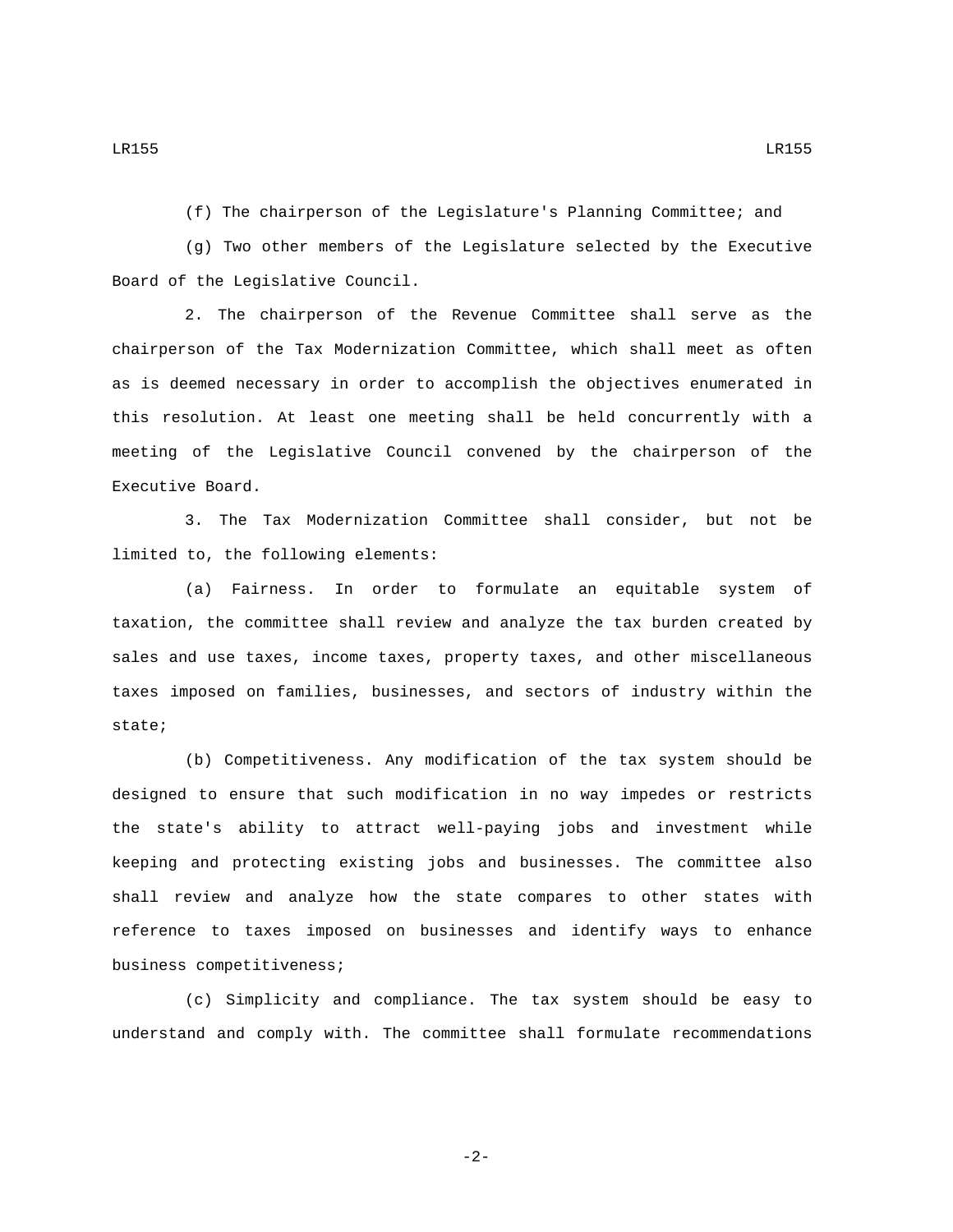(f) The chairperson of the Legislature's Planning Committee; and

(g) Two other members of the Legislature selected by the Executive Board of the Legislative Council.

2. The chairperson of the Revenue Committee shall serve as the chairperson of the Tax Modernization Committee, which shall meet as often as is deemed necessary in order to accomplish the objectives enumerated in this resolution. At least one meeting shall be held concurrently with a meeting of the Legislative Council convened by the chairperson of the Executive Board.

3. The Tax Modernization Committee shall consider, but not be limited to, the following elements:

(a) Fairness. In order to formulate an equitable system of taxation, the committee shall review and analyze the tax burden created by sales and use taxes, income taxes, property taxes, and other miscellaneous taxes imposed on families, businesses, and sectors of industry within the state;

(b) Competitiveness. Any modification of the tax system should be designed to ensure that such modification in no way impedes or restricts the state's ability to attract well-paying jobs and investment while keeping and protecting existing jobs and businesses. The committee also shall review and analyze how the state compares to other states with reference to taxes imposed on businesses and identify ways to enhance business competitiveness;

(c) Simplicity and compliance. The tax system should be easy to understand and comply with. The committee shall formulate recommendations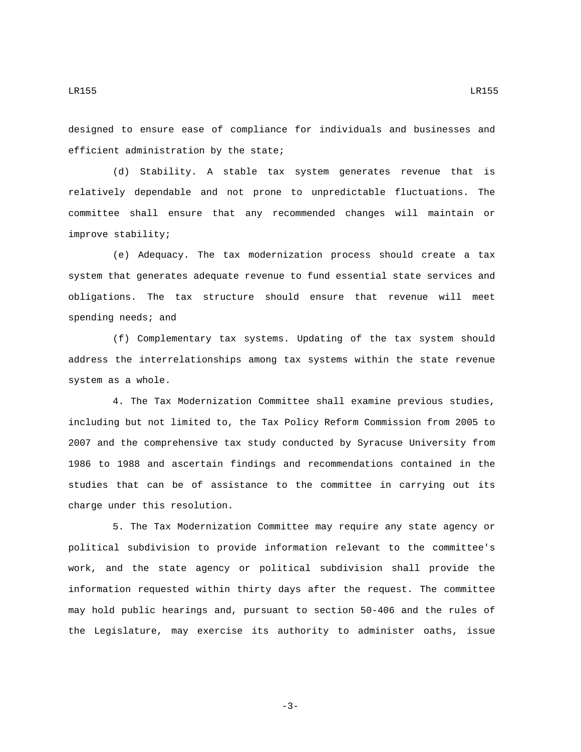designed to ensure ease of compliance for individuals and businesses and efficient administration by the state;

(d) Stability. A stable tax system generates revenue that is relatively dependable and not prone to unpredictable fluctuations. The committee shall ensure that any recommended changes will maintain or improve stability;

(e) Adequacy. The tax modernization process should create a tax system that generates adequate revenue to fund essential state services and obligations. The tax structure should ensure that revenue will meet spending needs; and

(f) Complementary tax systems. Updating of the tax system should address the interrelationships among tax systems within the state revenue system as a whole.

4. The Tax Modernization Committee shall examine previous studies, including but not limited to, the Tax Policy Reform Commission from 2005 to 2007 and the comprehensive tax study conducted by Syracuse University from 1986 to 1988 and ascertain findings and recommendations contained in the studies that can be of assistance to the committee in carrying out its charge under this resolution.

5. The Tax Modernization Committee may require any state agency or political subdivision to provide information relevant to the committee's work, and the state agency or political subdivision shall provide the information requested within thirty days after the request. The committee may hold public hearings and, pursuant to section 50-406 and the rules of the Legislature, may exercise its authority to administer oaths, issue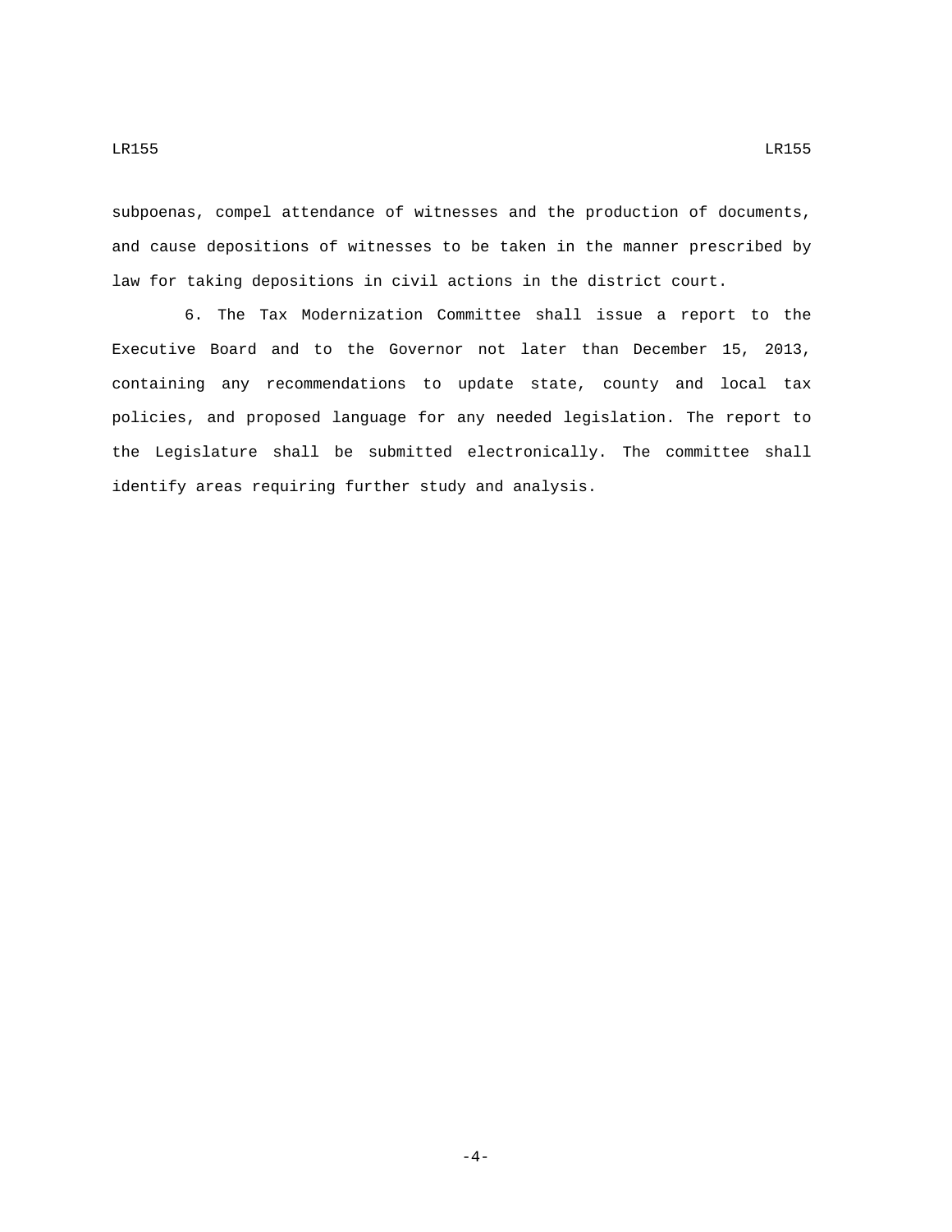subpoenas, compel attendance of witnesses and the production of documents, and cause depositions of witnesses to be taken in the manner prescribed by law for taking depositions in civil actions in the district court.

6. The Tax Modernization Committee shall issue a report to the Executive Board and to the Governor not later than December 15, 2013, containing any recommendations to update state, county and local tax policies, and proposed language for any needed legislation. The report to the Legislature shall be submitted electronically. The committee shall identify areas requiring further study and analysis.